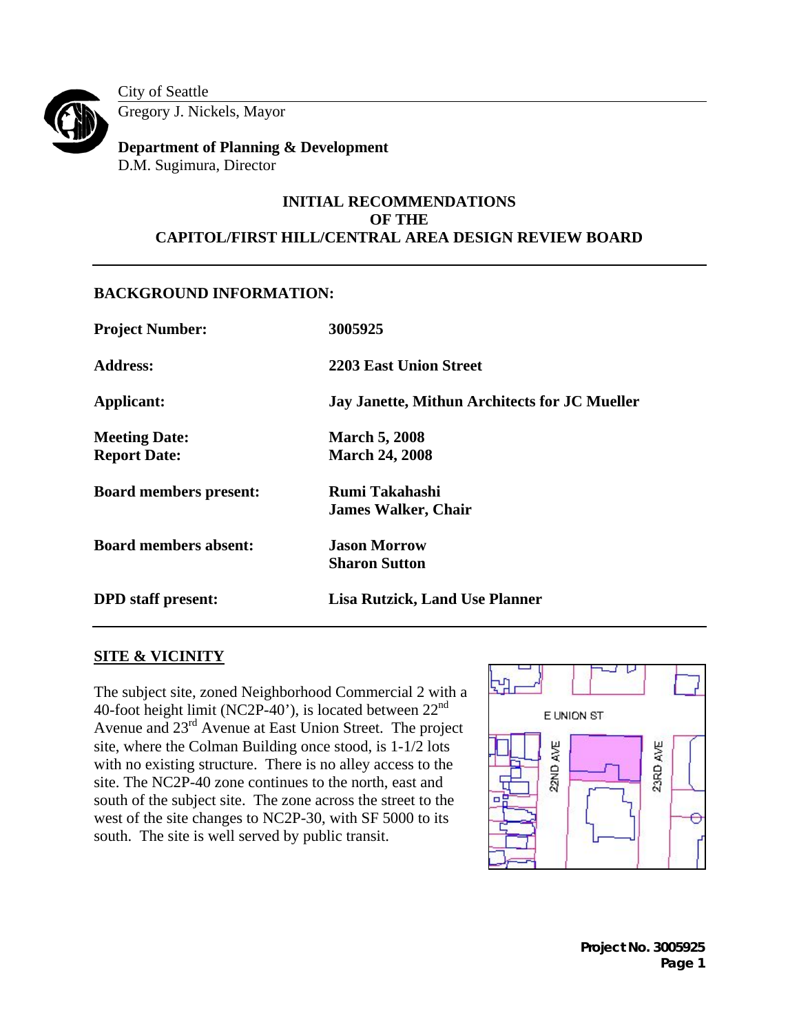City of Seattle

Gregory J. Nickels, Mayor

**Department of Planning & Development**

D.M. Sugimura, Director

# INITIAL RECOMMENDATIONS OF THE CAPITOL/FIRST HILL/CENTRAL AREA DESIGN REVIEW BOARD

## BACKGROUND INFORMATION:

| | |
|---|---|
| **Project Number:** | **3005925** |
| **Address:** | **2203 East Union Street** |
| **Applicant:** | **Jay Janette, Mithun Architects for JC Mueller** |
| **Meeting Date:** | **March 5, 2008** |
| **Report Date:** | **March 24, 2008** |
| **Board members present:** | **Rumi Takahashi**<br>**James Walker, Chair** |
| **Board members absent:** | **Jason Morrow**<br>**Sharon Sutton** |
| **DPD staff present:** | **Lisa Rutzick, Land Use Planner** |

## SITE & VICINITY

The subject site, zoned Neighborhood Commercial 2 with a 40-foot height limit (NC2P-40'), is located between 22nd Avenue and 23rd Avenue at East Union Street. The project site, where the Colman Building once stood, is 1-1/2 lots with no existing structure. There is no alley access to the site. The NC2P-40 zone continues to the north, east and south of the subject site. The zone across the street to the west of the site changes to NC2P-30, with SF 5000 to its south. The site is well served by public transit.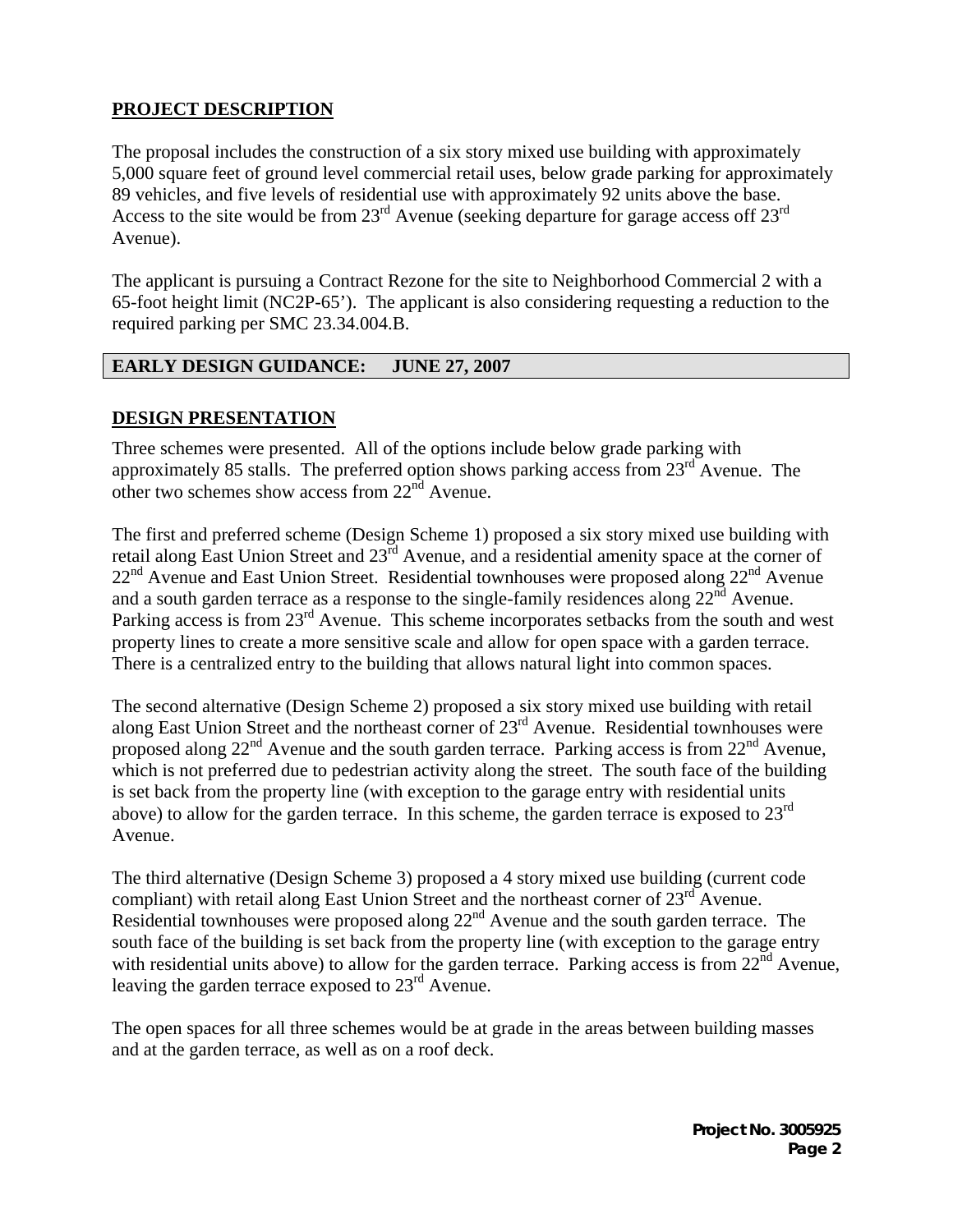## PROJECT DESCRIPTION

The proposal includes the construction of a six story mixed use building with approximately 5,000 square feet of ground level commercial retail uses, below grade parking for approximately 89 vehicles, and five levels of residential use with approximately 92 units above the base. Access to the site would be from 23rd Avenue (seeking departure for garage access off 23rd Avenue).

The applicant is pursuing a Contract Rezone for the site to Neighborhood Commercial 2 with a 65-foot height limit (NC2P-65'). The applicant is also considering requesting a reduction to the required parking per SMC 23.34.004.B.

## EARLY DESIGN GUIDANCE: JUNE 27, 2007

## DESIGN PRESENTATION

Three schemes were presented. All of the options include below grade parking with approximately 85 stalls. The preferred option shows parking access from 23rd Avenue. The other two schemes show access from 22nd Avenue.

The first and preferred scheme (Design Scheme 1) proposed a six story mixed use building with retail along East Union Street and 23rd Avenue, and a residential amenity space at the corner of 22nd Avenue and East Union Street. Residential townhouses were proposed along 22nd Avenue and a south garden terrace as a response to the single-family residences along 22nd Avenue. Parking access is from 23rd Avenue. This scheme incorporates setbacks from the south and west property lines to create a more sensitive scale and allow for open space with a garden terrace. There is a centralized entry to the building that allows natural light into common spaces.

The second alternative (Design Scheme 2) proposed a six story mixed use building with retail along East Union Street and the northeast corner of 23rd Avenue. Residential townhouses were proposed along 22nd Avenue and the south garden terrace. Parking access is from 22nd Avenue, which is not preferred due to pedestrian activity along the street. The south face of the building is set back from the property line (with exception to the garage entry with residential units above) to allow for the garden terrace. In this scheme, the garden terrace is exposed to 23rd Avenue.

The third alternative (Design Scheme 3) proposed a 4 story mixed use building (current code compliant) with retail along East Union Street and the northeast corner of 23rd Avenue. Residential townhouses were proposed along 22nd Avenue and the south garden terrace. The south face of the building is set back from the property line (with exception to the garage entry with residential units above) to allow for the garden terrace. Parking access is from 22nd Avenue, leaving the garden terrace exposed to 23rd Avenue.

The open spaces for all three schemes would be at grade in the areas between building masses and at the garden terrace, as well as on a roof deck.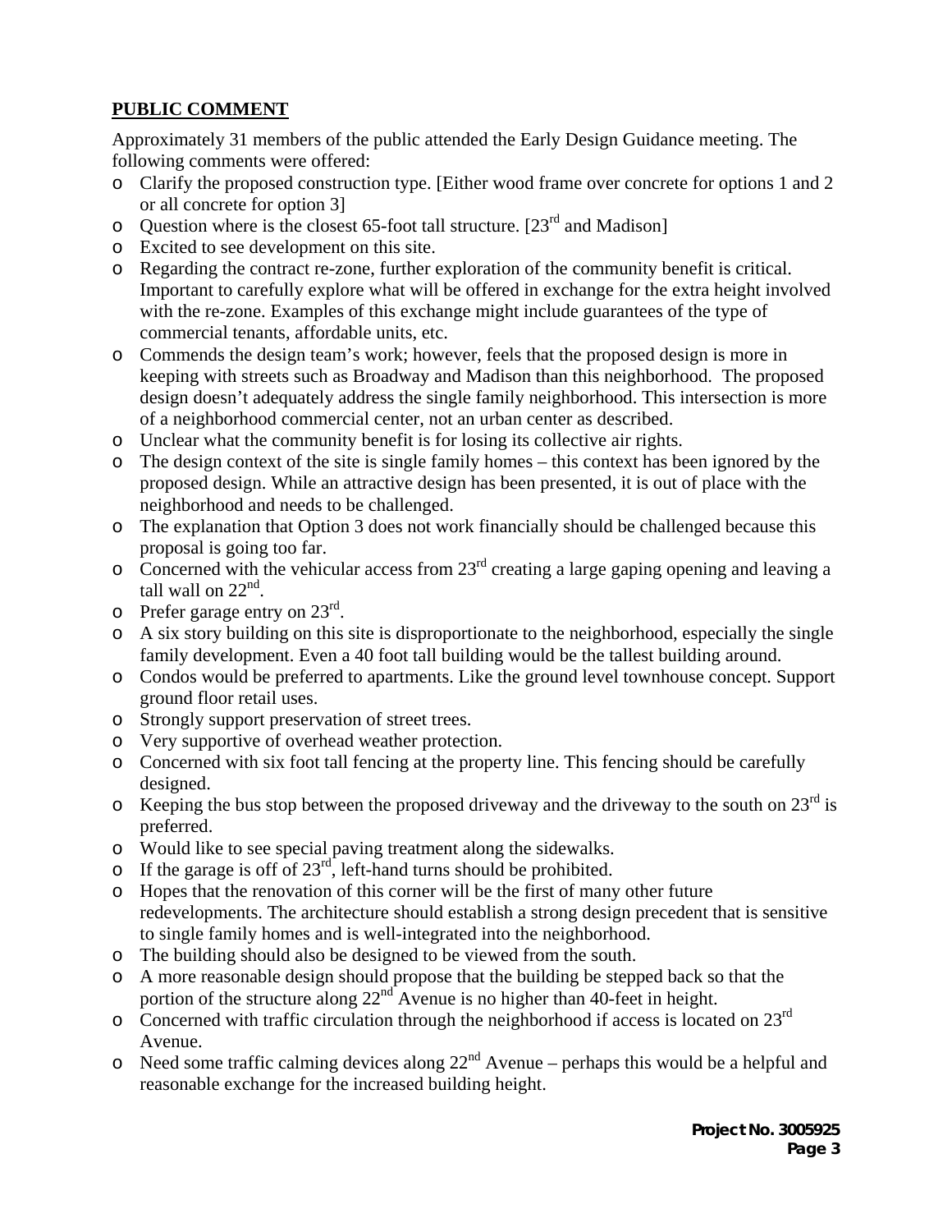**PUBLIC COMMENT**

Approximately 31 members of the public attended the Early Design Guidance meeting. The following comments were offered:

- Clarify the proposed construction type. [Either wood frame over concrete for options 1 and 2 or all concrete for option 3]
- Question where is the closest 65-foot tall structure. [23rd and Madison]
- Excited to see development on this site.
- Regarding the contract re-zone, further exploration of the community benefit is critical. Important to carefully explore what will be offered in exchange for the extra height involved with the re-zone. Examples of this exchange might include guarantees of the type of commercial tenants, affordable units, etc.
- Commends the design team's work; however, feels that the proposed design is more in keeping with streets such as Broadway and Madison than this neighborhood. The proposed design doesn't adequately address the single family neighborhood. This intersection is more of a neighborhood commercial center, not an urban center as described.
- Unclear what the community benefit is for losing its collective air rights.
- The design context of the site is single family homes – this context has been ignored by the proposed design. While an attractive design has been presented, it is out of place with the neighborhood and needs to be challenged.
- The explanation that Option 3 does not work financially should be challenged because this proposal is going too far.
- Concerned with the vehicular access from 23rd creating a large gaping opening and leaving a tall wall on 22nd.
- Prefer garage entry on 23rd.
- A six story building on this site is disproportionate to the neighborhood, especially the single family development. Even a 40 foot tall building would be the tallest building around.
- Condos would be preferred to apartments. Like the ground level townhouse concept. Support ground floor retail uses.
- Strongly support preservation of street trees.
- Very supportive of overhead weather protection.
- Concerned with six foot tall fencing at the property line. This fencing should be carefully designed.
- Keeping the bus stop between the proposed driveway and the driveway to the south on 23rd is preferred.
- Would like to see special paving treatment along the sidewalks.
- If the garage is off of 23rd, left-hand turns should be prohibited.
- Hopes that the renovation of this corner will be the first of many other future redevelopments. The architecture should establish a strong design precedent that is sensitive to single family homes and is well-integrated into the neighborhood.
- The building should also be designed to be viewed from the south.
- A more reasonable design should propose that the building be stepped back so that the portion of the structure along 22nd Avenue is no higher than 40-feet in height.
- Concerned with traffic circulation through the neighborhood if access is located on 23rd Avenue.
- Need some traffic calming devices along 22nd Avenue – perhaps this would be a helpful and reasonable exchange for the increased building height.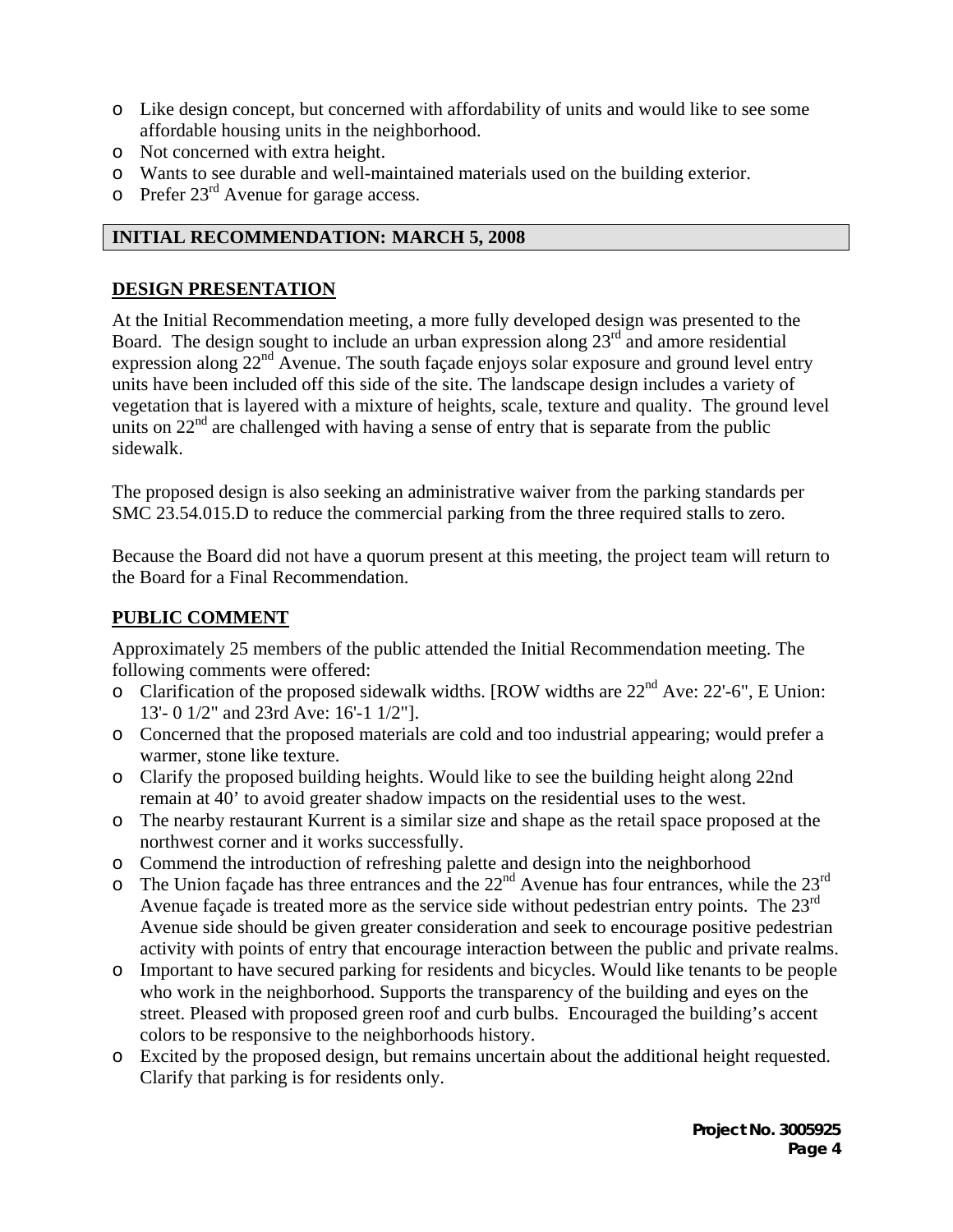- Like design concept, but concerned with affordability of units and would like to see some affordable housing units in the neighborhood.
- Not concerned with extra height.
- Wants to see durable and well-maintained materials used on the building exterior.
- Prefer 23rd Avenue for garage access.

## INITIAL RECOMMENDATION: MARCH 5, 2008

### DESIGN PRESENTATION

At the Initial Recommendation meeting, a more fully developed design was presented to the Board. The design sought to include an urban expression along 23rd and amore residential expression along 22nd Avenue. The south façade enjoys solar exposure and ground level entry units have been included off this side of the site. The landscape design includes a variety of vegetation that is layered with a mixture of heights, scale, texture and quality. The ground level units on 22nd are challenged with having a sense of entry that is separate from the public sidewalk.

The proposed design is also seeking an administrative waiver from the parking standards per SMC 23.54.015.D to reduce the commercial parking from the three required stalls to zero.

Because the Board did not have a quorum present at this meeting, the project team will return to the Board for a Final Recommendation.

### PUBLIC COMMENT

Approximately 25 members of the public attended the Initial Recommendation meeting. The following comments were offered:

- Clarification of the proposed sidewalk widths. [ROW widths are 22nd Ave: 22'-6", E Union: 13'- 0 1/2" and 23rd Ave: 16'-1 1/2"].
- Concerned that the proposed materials are cold and too industrial appearing; would prefer a warmer, stone like texture.
- Clarify the proposed building heights. Would like to see the building height along 22nd remain at 40' to avoid greater shadow impacts on the residential uses to the west.
- The nearby restaurant Kurrent is a similar size and shape as the retail space proposed at the northwest corner and it works successfully.
- Commend the introduction of refreshing palette and design into the neighborhood
- The Union façade has three entrances and the 22nd Avenue has four entrances, while the 23rd Avenue façade is treated more as the service side without pedestrian entry points. The 23rd Avenue side should be given greater consideration and seek to encourage positive pedestrian activity with points of entry that encourage interaction between the public and private realms.
- Important to have secured parking for residents and bicycles. Would like tenants to be people who work in the neighborhood. Supports the transparency of the building and eyes on the street. Pleased with proposed green roof and curb bulbs. Encouraged the building's accent colors to be responsive to the neighborhoods history.
- Excited by the proposed design, but remains uncertain about the additional height requested. Clarify that parking is for residents only.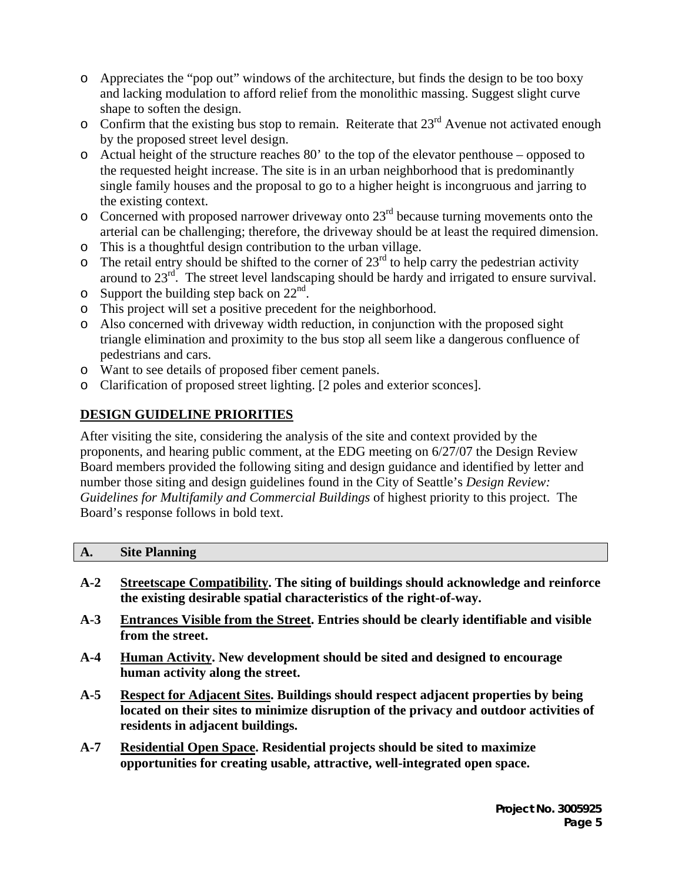- Appreciates the "pop out" windows of the architecture, but finds the design to be too boxy and lacking modulation to afford relief from the monolithic massing. Suggest slight curve shape to soften the design.
- Confirm that the existing bus stop to remain. Reiterate that 23rd Avenue not activated enough by the proposed street level design.
- Actual height of the structure reaches 80' to the top of the elevator penthouse – opposed to the requested height increase. The site is in an urban neighborhood that is predominantly single family houses and the proposal to go to a higher height is incongruous and jarring to the existing context.
- Concerned with proposed narrower driveway onto 23rd because turning movements onto the arterial can be challenging; therefore, the driveway should be at least the required dimension.
- This is a thoughtful design contribution to the urban village.
- The retail entry should be shifted to the corner of 23rd to help carry the pedestrian activity around to 23rd. The street level landscaping should be hardy and irrigated to ensure survival.
- Support the building step back on 22nd.
- This project will set a positive precedent for the neighborhood.
- Also concerned with driveway width reduction, in conjunction with the proposed sight triangle elimination and proximity to the bus stop all seem like a dangerous confluence of pedestrians and cars.
- Want to see details of proposed fiber cement panels.
- Clarification of proposed street lighting. [2 poles and exterior sconces].

## DESIGN GUIDELINE PRIORITIES

After visiting the site, considering the analysis of the site and context provided by the proponents, and hearing public comment, at the EDG meeting on 6/27/07 the Design Review Board members provided the following siting and design guidance and identified by letter and number those siting and design guidelines found in the City of Seattle's *Design Review: Guidelines for Multifamily and Commercial Buildings* of highest priority to this project. The Board's response follows in bold text.

### A. Site Planning

**A-2 Streetscape Compatibility. The siting of buildings should acknowledge and reinforce the existing desirable spatial characteristics of the right-of-way.**

**A-3 Entrances Visible from the Street. Entries should be clearly identifiable and visible from the street.**

**A-4 Human Activity. New development should be sited and designed to encourage human activity along the street.**

**A-5 Respect for Adjacent Sites. Buildings should respect adjacent properties by being located on their sites to minimize disruption of the privacy and outdoor activities of residents in adjacent buildings.**

**A-7 Residential Open Space. Residential projects should be sited to maximize opportunities for creating usable, attractive, well-integrated open space.**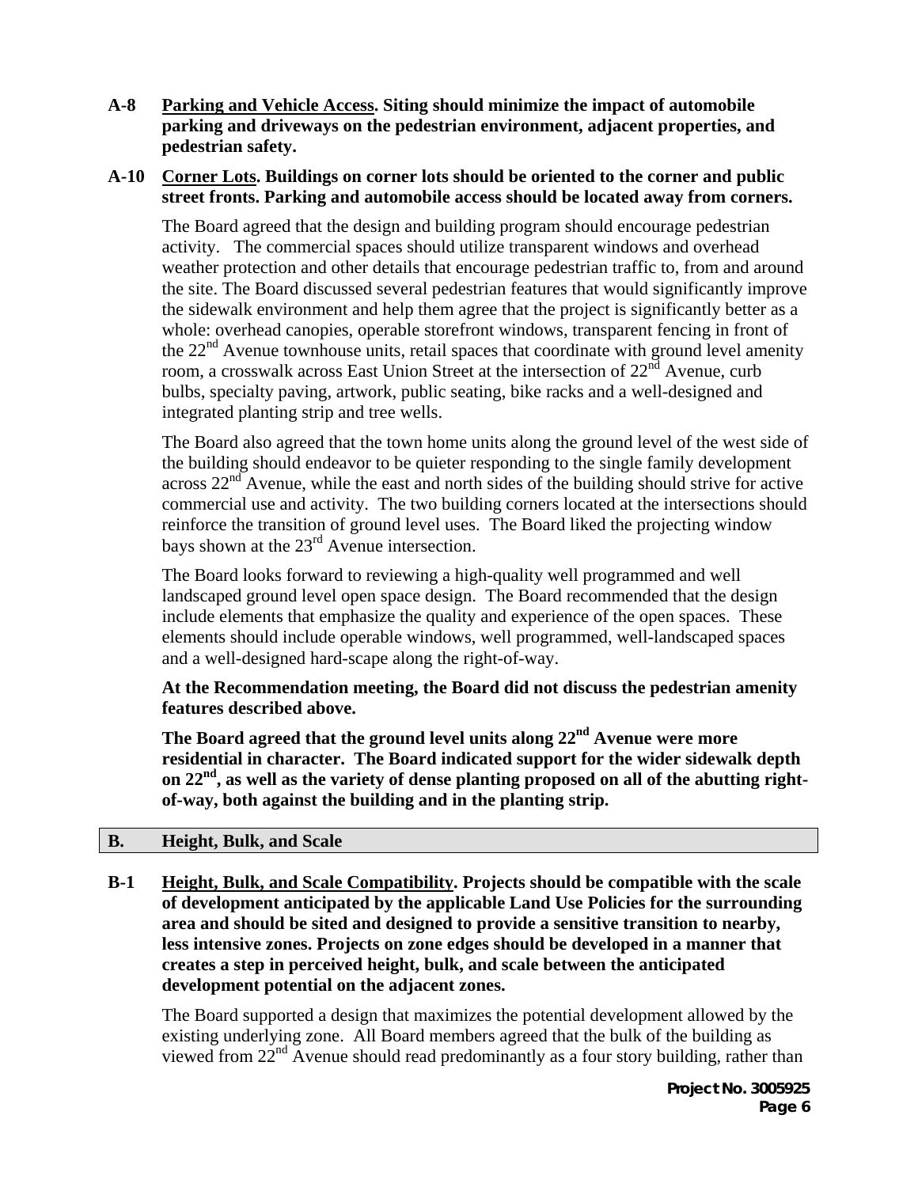**A-8 Parking and Vehicle Access. Siting should minimize the impact of automobile parking and driveways on the pedestrian environment, adjacent properties, and pedestrian safety.**

**A-10 Corner Lots. Buildings on corner lots should be oriented to the corner and public street fronts. Parking and automobile access should be located away from corners.**

The Board agreed that the design and building program should encourage pedestrian activity. The commercial spaces should utilize transparent windows and overhead weather protection and other details that encourage pedestrian traffic to, from and around the site. The Board discussed several pedestrian features that would significantly improve the sidewalk environment and help them agree that the project is significantly better as a whole: overhead canopies, operable storefront windows, transparent fencing in front of the 22nd Avenue townhouse units, retail spaces that coordinate with ground level amenity room, a crosswalk across East Union Street at the intersection of 22nd Avenue, curb bulbs, specialty paving, artwork, public seating, bike racks and a well-designed and integrated planting strip and tree wells.

The Board also agreed that the town home units along the ground level of the west side of the building should endeavor to be quieter responding to the single family development across 22nd Avenue, while the east and north sides of the building should strive for active commercial use and activity. The two building corners located at the intersections should reinforce the transition of ground level uses. The Board liked the projecting window bays shown at the 23rd Avenue intersection.

The Board looks forward to reviewing a high-quality well programmed and well landscaped ground level open space design. The Board recommended that the design include elements that emphasize the quality and experience of the open spaces. These elements should include operable windows, well programmed, well-landscaped spaces and a well-designed hard-scape along the right-of-way.

**At the Recommendation meeting, the Board did not discuss the pedestrian amenity features described above.**

**The Board agreed that the ground level units along 22nd Avenue were more residential in character. The Board indicated support for the wider sidewalk depth on 22nd, as well as the variety of dense planting proposed on all of the abutting right-of-way, both against the building and in the planting strip.**

## B. Height, Bulk, and Scale

**B-1 Height, Bulk, and Scale Compatibility. Projects should be compatible with the scale of development anticipated by the applicable Land Use Policies for the surrounding area and should be sited and designed to provide a sensitive transition to nearby, less intensive zones. Projects on zone edges should be developed in a manner that creates a step in perceived height, bulk, and scale between the anticipated development potential on the adjacent zones.**

The Board supported a design that maximizes the potential development allowed by the existing underlying zone. All Board members agreed that the bulk of the building as viewed from 22nd Avenue should read predominantly as a four story building, rather than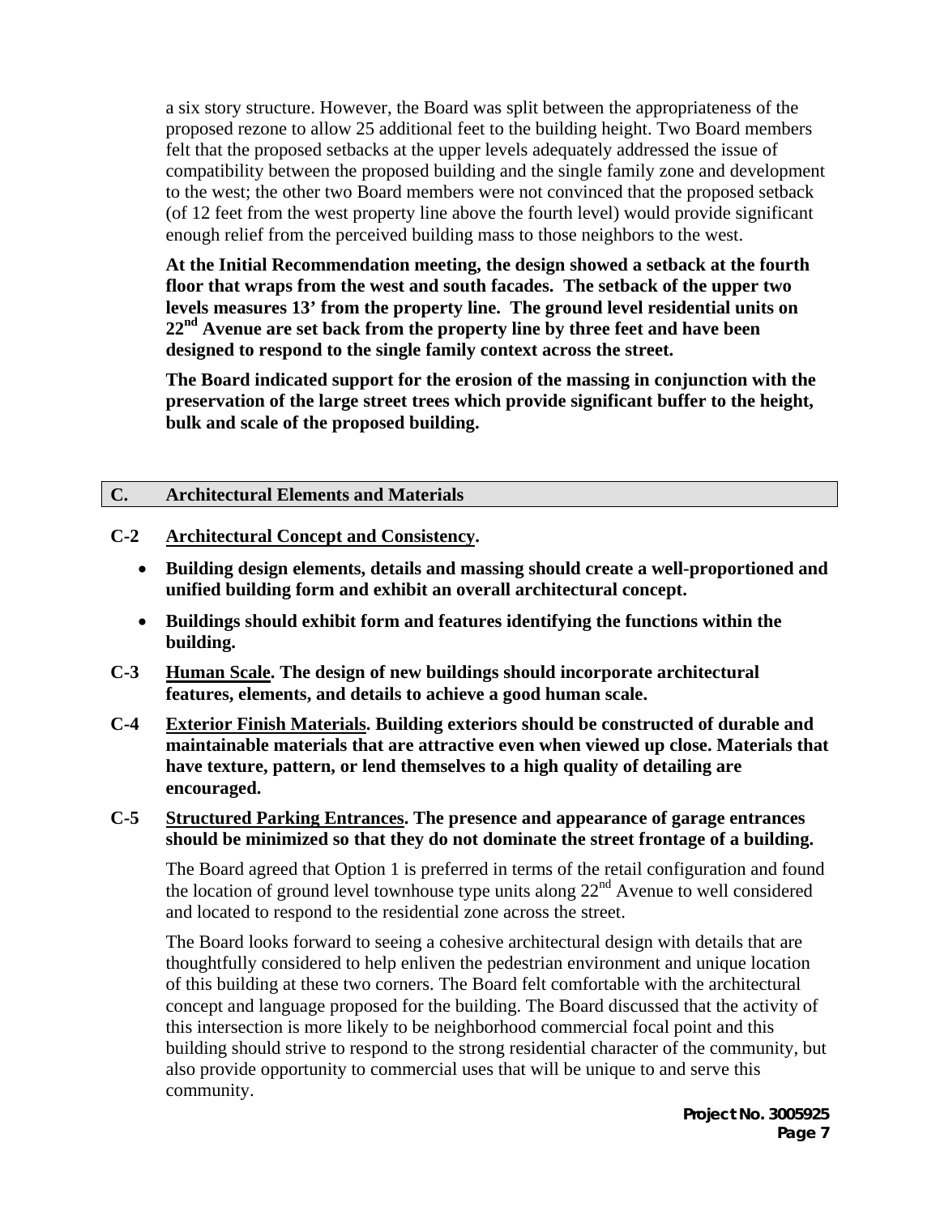a six story structure. However, the Board was split between the appropriateness of the proposed rezone to allow 25 additional feet to the building height. Two Board members felt that the proposed setbacks at the upper levels adequately addressed the issue of compatibility between the proposed building and the single family zone and development to the west; the other two Board members were not convinced that the proposed setback (of 12 feet from the west property line above the fourth level) would provide significant enough relief from the perceived building mass to those neighbors to the west.

**At the Initial Recommendation meeting, the design showed a setback at the fourth floor that wraps from the west and south facades. The setback of the upper two levels measures 13' from the property line. The ground level residential units on 22nd Avenue are set back from the property line by three feet and have been designed to respond to the single family context across the street.**

**The Board indicated support for the erosion of the massing in conjunction with the preservation of the large street trees which provide significant buffer to the height, bulk and scale of the proposed building.**

## C. Architectural Elements and Materials

**C-2 Architectural Concept and Consistency.**

- **Building design elements, details and massing should create a well-proportioned and unified building form and exhibit an overall architectural concept.**
- **Buildings should exhibit form and features identifying the functions within the building.**

**C-3 Human Scale. The design of new buildings should incorporate architectural features, elements, and details to achieve a good human scale.**

**C-4 Exterior Finish Materials. Building exteriors should be constructed of durable and maintainable materials that are attractive even when viewed up close. Materials that have texture, pattern, or lend themselves to a high quality of detailing are encouraged.**

**C-5 Structured Parking Entrances. The presence and appearance of garage entrances should be minimized so that they do not dominate the street frontage of a building.**

The Board agreed that Option 1 is preferred in terms of the retail configuration and found the location of ground level townhouse type units along 22nd Avenue to well considered and located to respond to the residential zone across the street.

The Board looks forward to seeing a cohesive architectural design with details that are thoughtfully considered to help enliven the pedestrian environment and unique location of this building at these two corners. The Board felt comfortable with the architectural concept and language proposed for the building. The Board discussed that the activity of this intersection is more likely to be neighborhood commercial focal point and this building should strive to respond to the strong residential character of the community, but also provide opportunity to commercial uses that will be unique to and serve this community.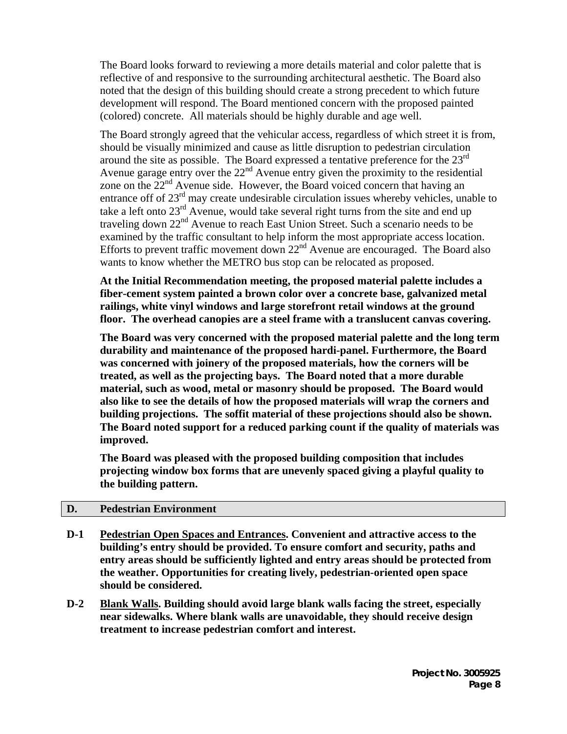The Board looks forward to reviewing a more details material and color palette that is reflective of and responsive to the surrounding architectural aesthetic. The Board also noted that the design of this building should create a strong precedent to which future development will respond. The Board mentioned concern with the proposed painted (colored) concrete. All materials should be highly durable and age well.

The Board strongly agreed that the vehicular access, regardless of which street it is from, should be visually minimized and cause as little disruption to pedestrian circulation around the site as possible. The Board expressed a tentative preference for the 23rd Avenue garage entry over the 22nd Avenue entry given the proximity to the residential zone on the 22nd Avenue side. However, the Board voiced concern that having an entrance off of 23rd may create undesirable circulation issues whereby vehicles, unable to take a left onto 23rd Avenue, would take several right turns from the site and end up traveling down 22nd Avenue to reach East Union Street. Such a scenario needs to be examined by the traffic consultant to help inform the most appropriate access location. Efforts to prevent traffic movement down 22nd Avenue are encouraged. The Board also wants to know whether the METRO bus stop can be relocated as proposed.

**At the Initial Recommendation meeting, the proposed material palette includes a fiber-cement system painted a brown color over a concrete base, galvanized metal railings, white vinyl windows and large storefront retail windows at the ground floor. The overhead canopies are a steel frame with a translucent canvas covering.**

**The Board was very concerned with the proposed material palette and the long term durability and maintenance of the proposed hardi-panel. Furthermore, the Board was concerned with joinery of the proposed materials, how the corners will be treated, as well as the projecting bays. The Board noted that a more durable material, such as wood, metal or masonry should be proposed. The Board would also like to see the details of how the proposed materials will wrap the corners and building projections. The soffit material of these projections should also be shown. The Board noted support for a reduced parking count if the quality of materials was improved.**

**The Board was pleased with the proposed building composition that includes projecting window box forms that are unevenly spaced giving a playful quality to the building pattern.**

## D. Pedestrian Environment

**D-1** **<u>Pedestrian Open Spaces and Entrances</u>. Convenient and attractive access to the building's entry should be provided. To ensure comfort and security, paths and entry areas should be sufficiently lighted and entry areas should be protected from the weather. Opportunities for creating lively, pedestrian-oriented open space should be considered.**

**D-2** **<u>Blank Walls</u>. Building should avoid large blank walls facing the street, especially near sidewalks. Where blank walls are unavoidable, they should receive design treatment to increase pedestrian comfort and interest.**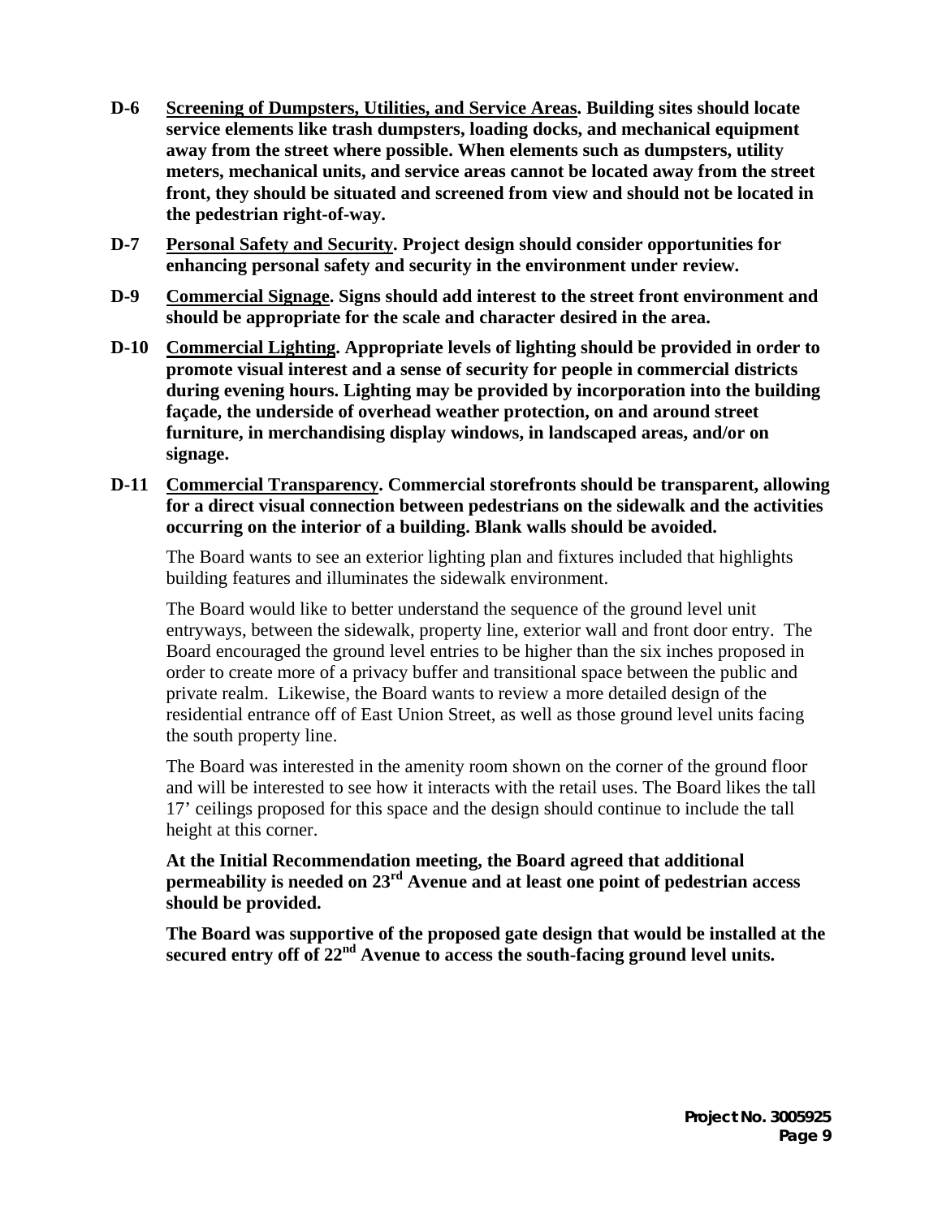**D-6 Screening of Dumpsters, Utilities, and Service Areas. Building sites should locate service elements like trash dumpsters, loading docks, and mechanical equipment away from the street where possible. When elements such as dumpsters, utility meters, mechanical units, and service areas cannot be located away from the street front, they should be situated and screened from view and should not be located in the pedestrian right-of-way.**

**D-7 Personal Safety and Security. Project design should consider opportunities for enhancing personal safety and security in the environment under review.**

**D-9 Commercial Signage. Signs should add interest to the street front environment and should be appropriate for the scale and character desired in the area.**

**D-10 Commercial Lighting. Appropriate levels of lighting should be provided in order to promote visual interest and a sense of security for people in commercial districts during evening hours. Lighting may be provided by incorporation into the building façade, the underside of overhead weather protection, on and around street furniture, in merchandising display windows, in landscaped areas, and/or on signage.**

**D-11 Commercial Transparency. Commercial storefronts should be transparent, allowing for a direct visual connection between pedestrians on the sidewalk and the activities occurring on the interior of a building. Blank walls should be avoided.**

The Board wants to see an exterior lighting plan and fixtures included that highlights building features and illuminates the sidewalk environment.

The Board would like to better understand the sequence of the ground level unit entryways, between the sidewalk, property line, exterior wall and front door entry. The Board encouraged the ground level entries to be higher than the six inches proposed in order to create more of a privacy buffer and transitional space between the public and private realm. Likewise, the Board wants to review a more detailed design of the residential entrance off of East Union Street, as well as those ground level units facing the south property line.

The Board was interested in the amenity room shown on the corner of the ground floor and will be interested to see how it interacts with the retail uses. The Board likes the tall 17' ceilings proposed for this space and the design should continue to include the tall height at this corner.

**At the Initial Recommendation meeting, the Board agreed that additional permeability is needed on 23rd Avenue and at least one point of pedestrian access should be provided.**

**The Board was supportive of the proposed gate design that would be installed at the secured entry off of 22nd Avenue to access the south-facing ground level units.**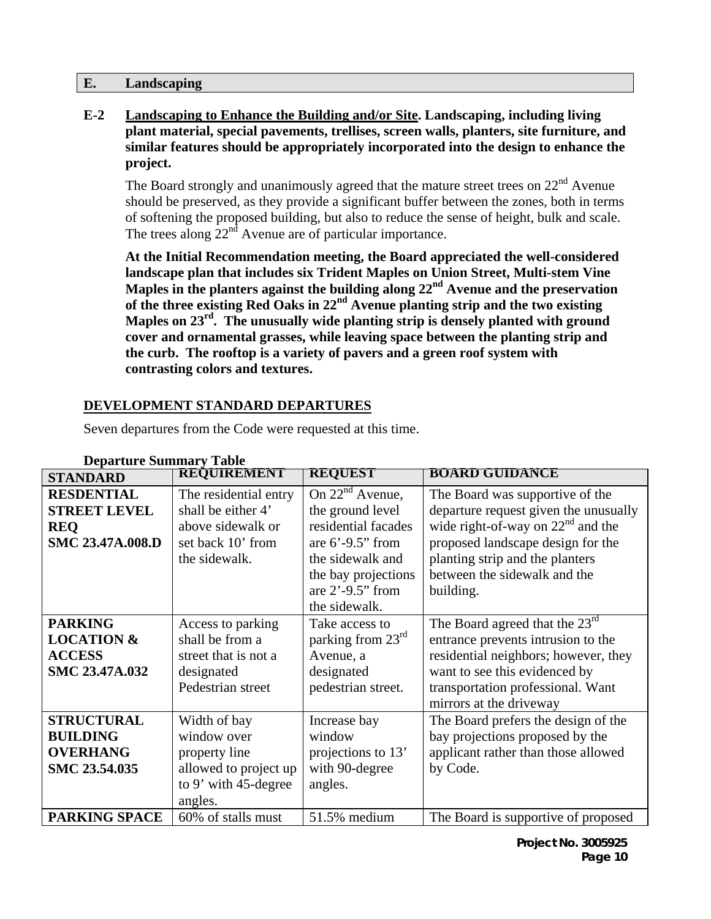## E. Landscaping

**E-2 Landscaping to Enhance the Building and/or Site. Landscaping, including living plant material, special pavements, trellises, screen walls, planters, site furniture, and similar features should be appropriately incorporated into the design to enhance the project.**

The Board strongly and unanimously agreed that the mature street trees on 22nd Avenue should be preserved, as they provide a significant buffer between the zones, both in terms of softening the proposed building, but also to reduce the sense of height, bulk and scale. The trees along 22nd Avenue are of particular importance.

**At the Initial Recommendation meeting, the Board appreciated the well-considered landscape plan that includes six Trident Maples on Union Street, Multi-stem Vine Maples in the planters against the building along 22nd Avenue and the preservation of the three existing Red Oaks in 22nd Avenue planting strip and the two existing Maples on 23rd. The unusually wide planting strip is densely planted with ground cover and ornamental grasses, while leaving space between the planting strip and the curb. The rooftop is a variety of pavers and a green roof system with contrasting colors and textures.**

## DEVELOPMENT STANDARD DEPARTURES

Seven departures from the Code were requested at this time.

**Departure Summary Table**

| STANDARD | REQUIREMENT | REQUEST | BOARD GUIDANCE |
|---|---|---|---|
| **RESDENTIAL STREET LEVEL REQ SMC 23.47A.008.D** | The residential entry shall be either 4' above sidewalk or set back 10' from the sidewalk. | On 22nd Avenue, the ground level residential facades are 6'-9.5" from the sidewalk and the bay projections are 2'-9.5" from the sidewalk. | The Board was supportive of the departure request given the unusually wide right-of-way on 22nd and the proposed landscape design for the planting strip and the planters between the sidewalk and the building. |
| **PARKING LOCATION & ACCESS SMC 23.47A.032** | Access to parking shall be from a street that is not a designated Pedestrian street | Take access to parking from 23rd Avenue, a designated pedestrian street. | The Board agreed that the 23rd entrance prevents intrusion to the residential neighbors; however, they want to see this evidenced by transportation professional. Want mirrors at the driveway |
| **STRUCTURAL BUILDING OVERHANG SMC 23.54.035** | Width of bay window over property line allowed to project up to 9' with 45-degree angles. | Increase bay window projections to 13' with 90-degree angles. | The Board prefers the design of the bay projections proposed by the applicant rather than those allowed by Code. |
| **PARKING SPACE** | 60% of stalls must | 51.5% medium | The Board is supportive of proposed |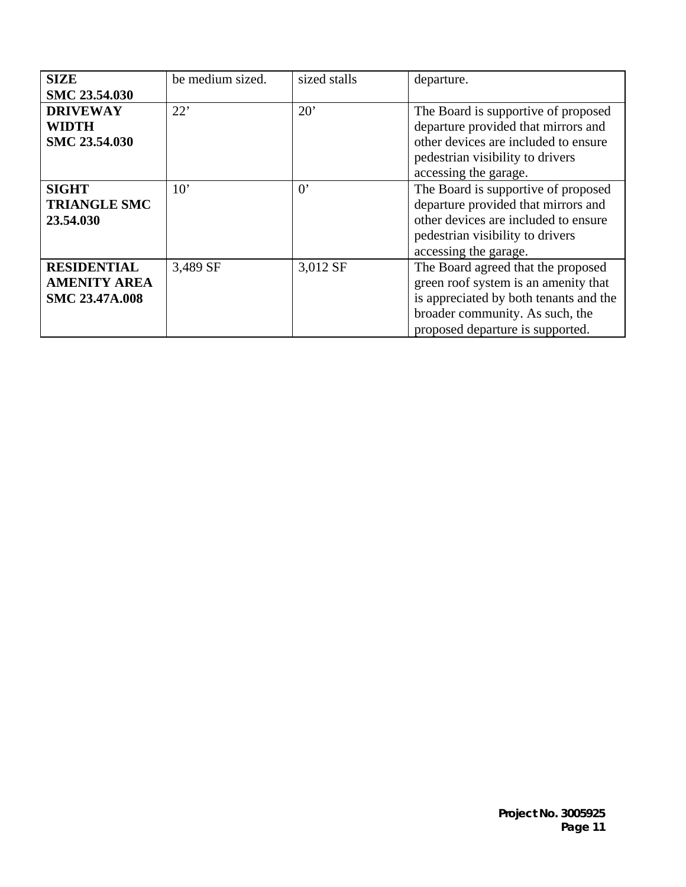| | | | |
|---|---|---|---|
| **SIZE SMC 23.54.030** | be medium sized. | sized stalls | departure. |
| **DRIVEWAY WIDTH SMC 23.54.030** | 22' | 20' | The Board is supportive of proposed departure provided that mirrors and other devices are included to ensure pedestrian visibility to drivers accessing the garage. |
| **SIGHT TRIANGLE SMC 23.54.030** | 10' | 0' | The Board is supportive of proposed departure provided that mirrors and other devices are included to ensure pedestrian visibility to drivers accessing the garage. |
| **RESIDENTIAL AMENITY AREA SMC 23.47A.008** | 3,489 SF | 3,012 SF | The Board agreed that the proposed green roof system is an amenity that is appreciated by both tenants and the broader community. As such, the proposed departure is supported. |